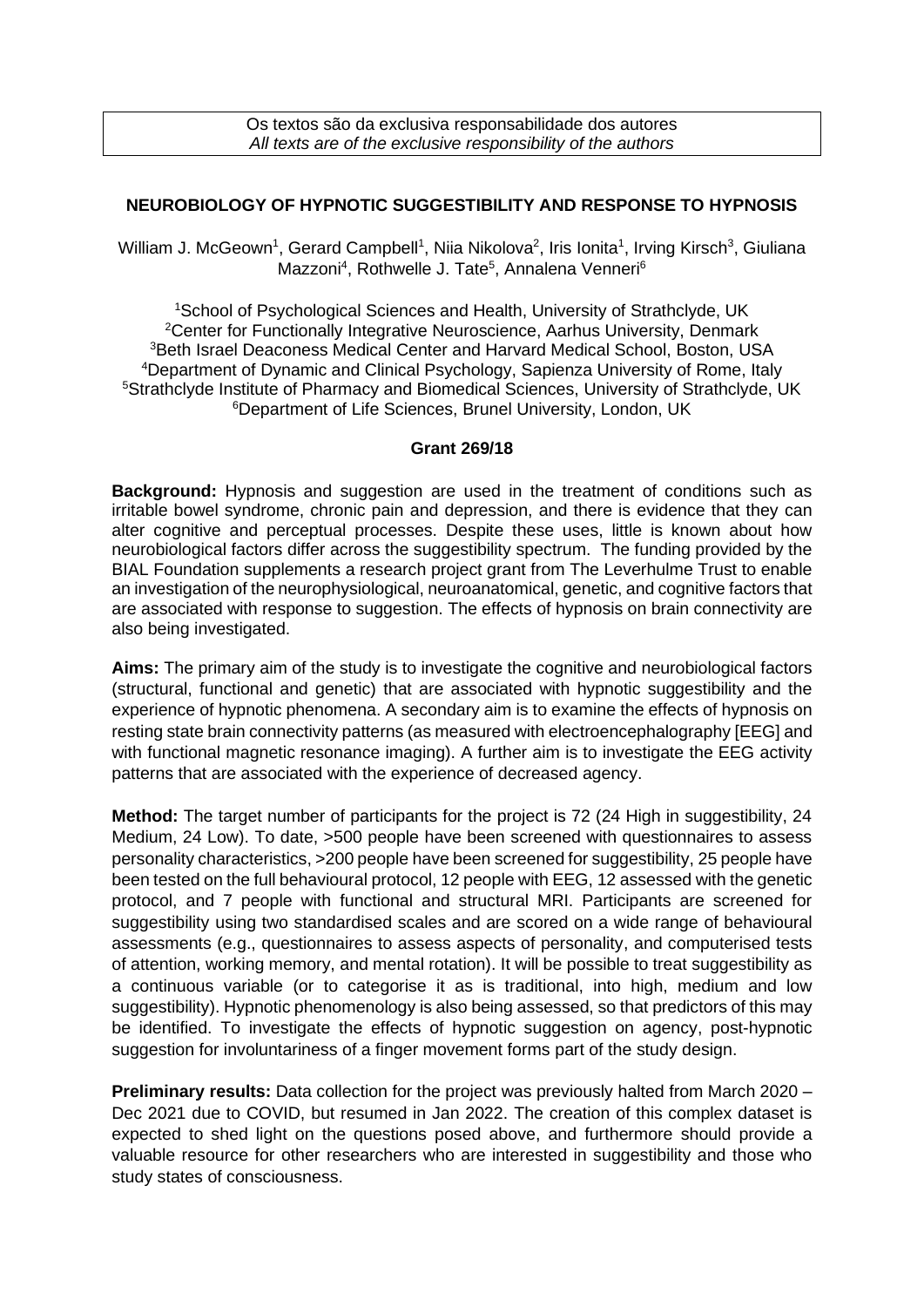Os textos são da exclusiva responsabilidade dos autores
*All texts are of the exclusive responsibility of the authors*

# NEUROBIOLOGY OF HYPNOTIC SUGGESTIBILITY AND RESPONSE TO HYPNOSIS

William J. McGeown[1], Gerard Campbell[1], Niia Nikolova[2], Iris Ionita[1], Irving Kirsch[3], Giuliana Mazzoni[4], Rothwelle J. Tate[5], Annalena Venneri[6]

[1]School of Psychological Sciences and Health, University of Strathclyde, UK
[2]Center for Functionally Integrative Neuroscience, Aarhus University, Denmark
[3]Beth Israel Deaconess Medical Center and Harvard Medical School, Boston, USA
[4]Department of Dynamic and Clinical Psychology, Sapienza University of Rome, Italy
[5]Strathclyde Institute of Pharmacy and Biomedical Sciences, University of Strathclyde, UK
[6]Department of Life Sciences, Brunel University, London, UK

**Grant 269/18**

**Background:** Hypnosis and suggestion are used in the treatment of conditions such as irritable bowel syndrome, chronic pain and depression, and there is evidence that they can alter cognitive and perceptual processes. Despite these uses, little is known about how neurobiological factors differ across the suggestibility spectrum. The funding provided by the BIAL Foundation supplements a research project grant from The Leverhulme Trust to enable an investigation of the neurophysiological, neuroanatomical, genetic, and cognitive factors that are associated with response to suggestion. The effects of hypnosis on brain connectivity are also being investigated.

**Aims:** The primary aim of the study is to investigate the cognitive and neurobiological factors (structural, functional and genetic) that are associated with hypnotic suggestibility and the experience of hypnotic phenomena. A secondary aim is to examine the effects of hypnosis on resting state brain connectivity patterns (as measured with electroencephalography [EEG] and with functional magnetic resonance imaging). A further aim is to investigate the EEG activity patterns that are associated with the experience of decreased agency.

**Method:** The target number of participants for the project is 72 (24 High in suggestibility, 24 Medium, 24 Low). To date, >500 people have been screened with questionnaires to assess personality characteristics, >200 people have been screened for suggestibility, 25 people have been tested on the full behavioural protocol, 12 people with EEG, 12 assessed with the genetic protocol, and 7 people with functional and structural MRI. Participants are screened for suggestibility using two standardised scales and are scored on a wide range of behavioural assessments (e.g., questionnaires to assess aspects of personality, and computerised tests of attention, working memory, and mental rotation). It will be possible to treat suggestibility as a continuous variable (or to categorise it as is traditional, into high, medium and low suggestibility). Hypnotic phenomenology is also being assessed, so that predictors of this may be identified. To investigate the effects of hypnotic suggestion on agency, post-hypnotic suggestion for involuntariness of a finger movement forms part of the study design.

**Preliminary results:** Data collection for the project was previously halted from March 2020 – Dec 2021 due to COVID, but resumed in Jan 2022. The creation of this complex dataset is expected to shed light on the questions posed above, and furthermore should provide a valuable resource for other researchers who are interested in suggestibility and those who study states of consciousness.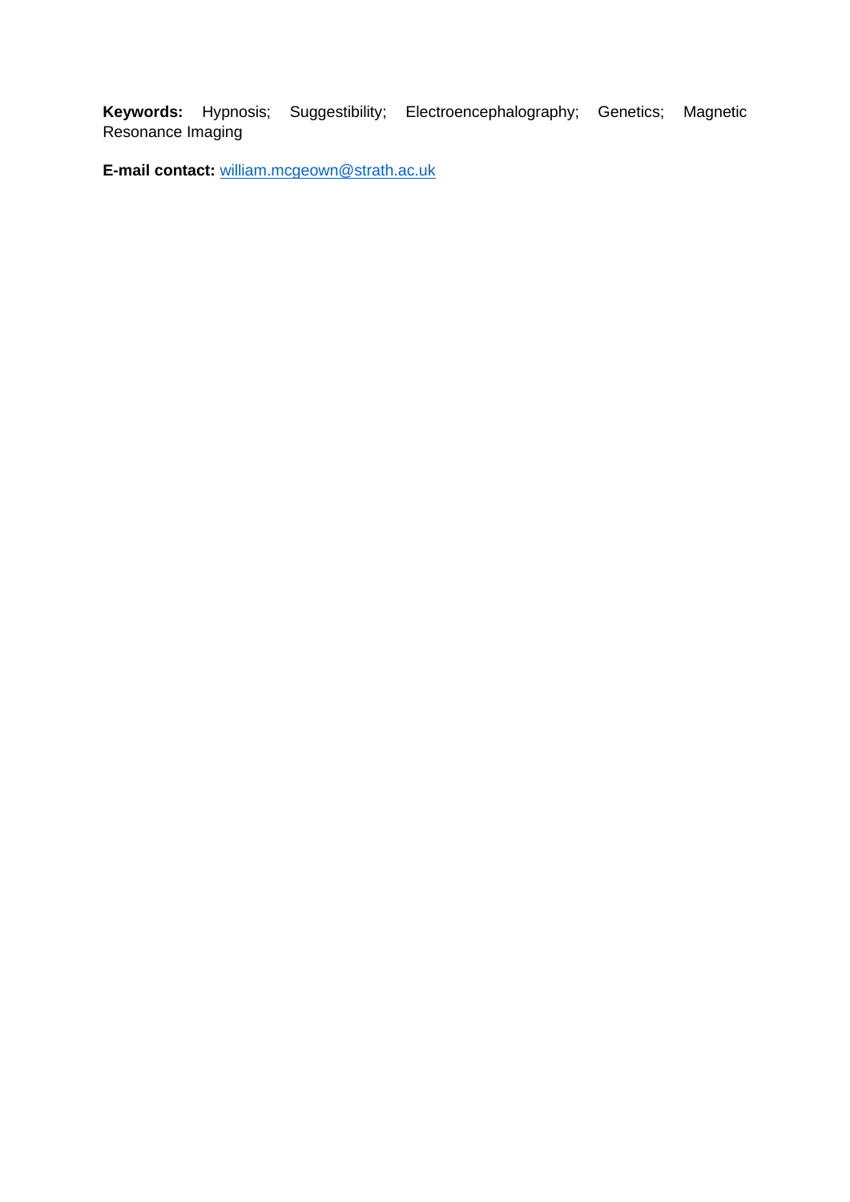**Keywords:** Hypnosis; Suggestibility; Electroencephalography; Genetics; Magnetic Resonance Imaging

**E-mail contact:** william.mcgeown@strath.ac.uk